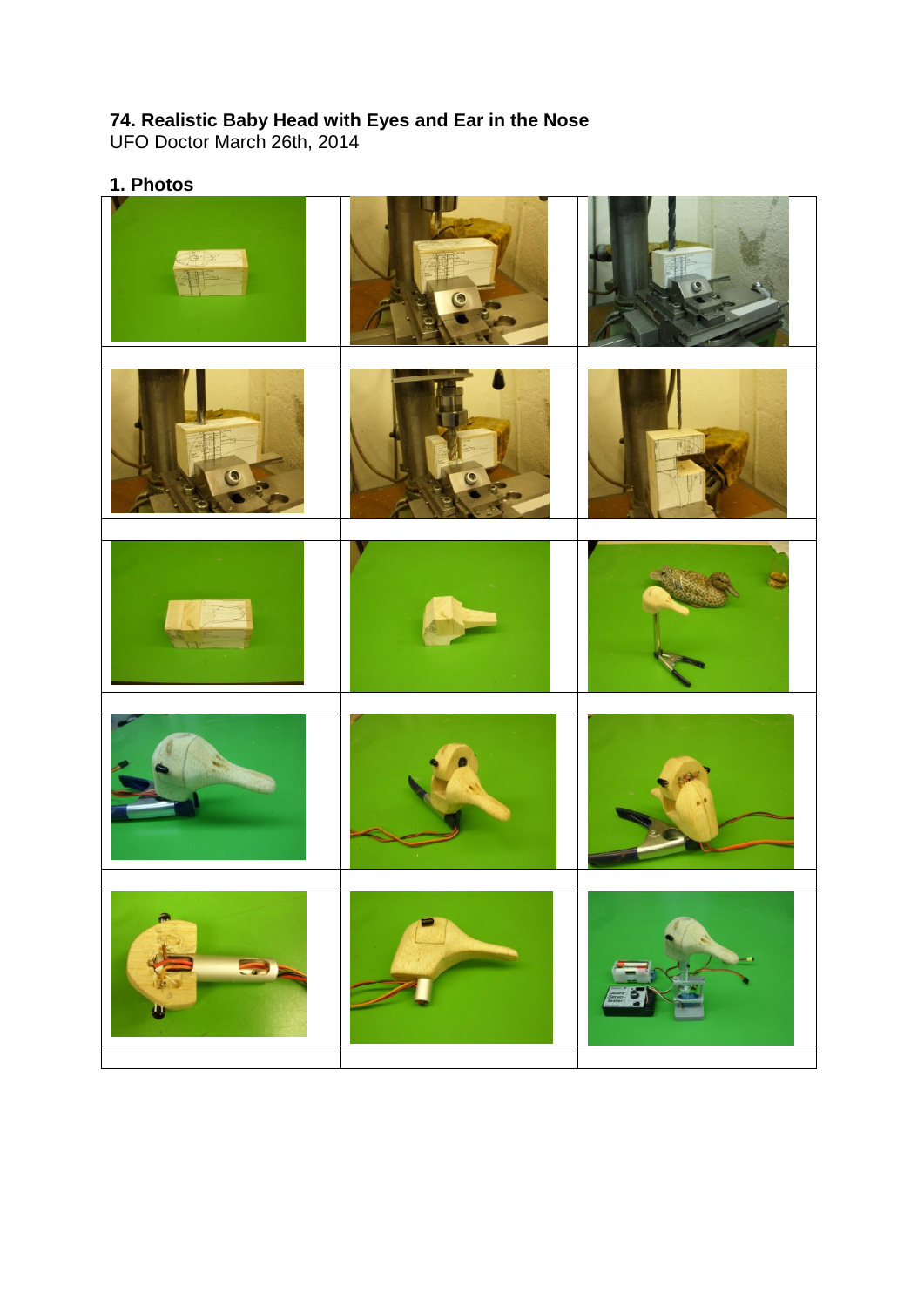## 74. Realistic Baby Head with Eyes and Ear in the Nose

UFO Doctor March 26th, 2014

### 1. Photos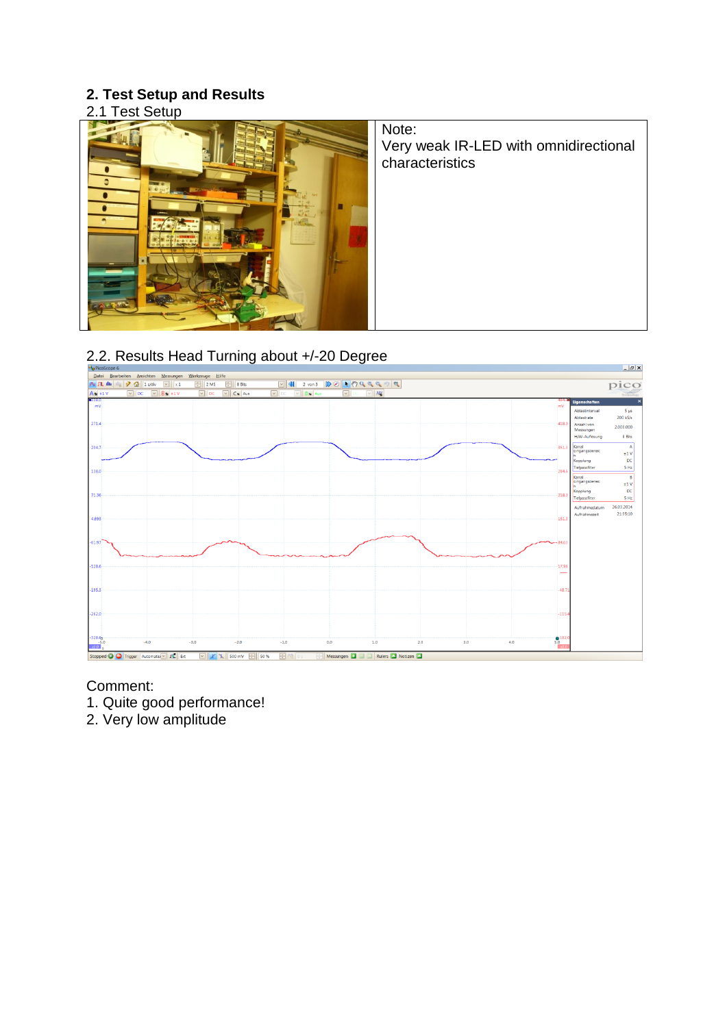## 2. Test Setup and Results

### 2.1 Test Setup

| | Note:<br>Very weak IR-LED with omnidirectional characteristics |
|---|---|

### 2.2. Results Head Turning about +/-20 Degree

Comment:

1. Quite good performance!
2. Very low amplitude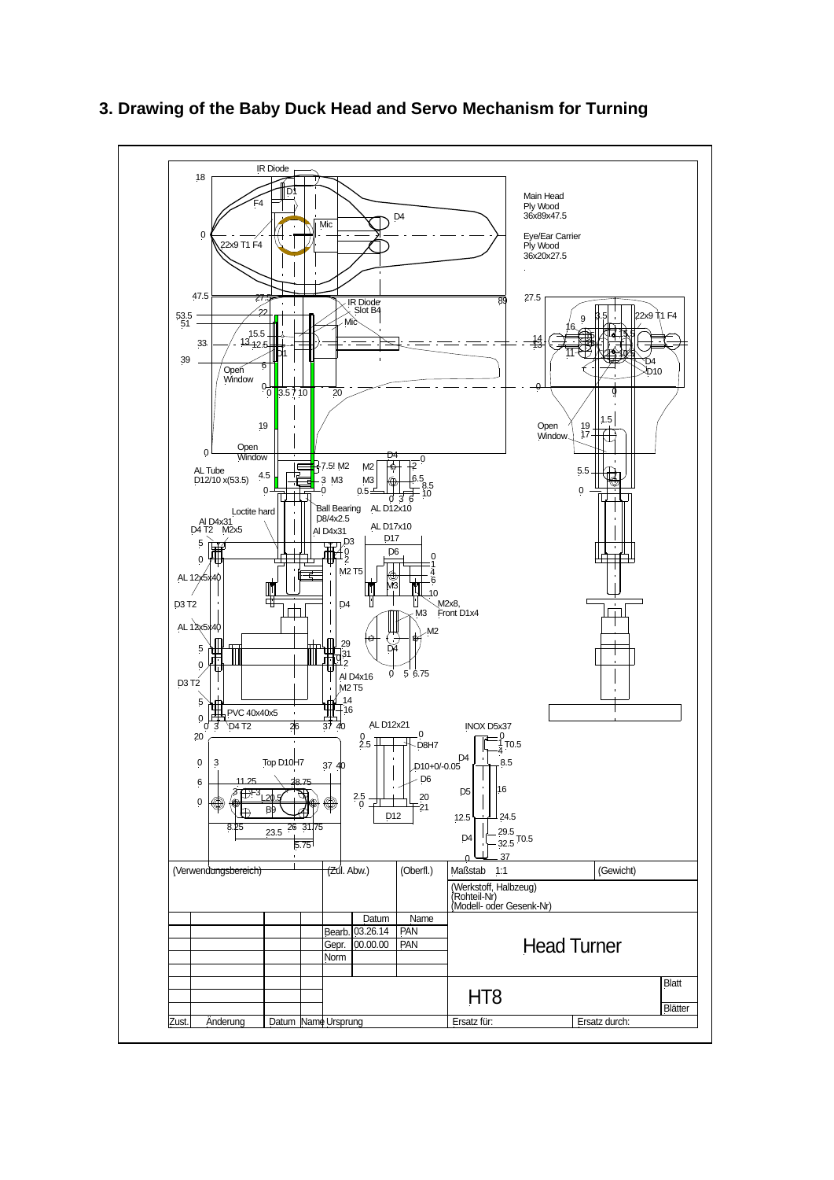# 3. Drawing of the Baby Duck Head and Servo Mechanism for Turning

IR Diode
D1
F4
Mic
D4
22x9 T1 F4
Main Head
Ply Wood
36x89x47.5
Eye/Ear Carrier
Ply Wood
36x20x27.5

IR Diode
Slot B4
Mic
D1
Open
Window
22x9 T1 F4
D4
D10
Open
Window
AL Tube
D12/10 x(53.5)
M2
M3
D4
Ball Bearing
D8/4x2.5
AL D12x10
Loctite hard
Al D4x31
D4 T2 M2x5
Al D4x31
AL D17x10
D17
D3
D6
M2 T5
M3
AL 12x5x40
D3 T2
D4
M2x8,
Front D1x4
M3
AL 12x5x40
M2
D4
Al D4x16
M2 T5
D3 T2
PVC 40x40x5
D4 T2
AL D12x21
D8H7
INOX D5x37
T0.5
Top D10H7
D10+0/-0.05
D6
D5
L20.5
B9
D12
D4
T0.5

| (Verwendungsbereich) | | | | (Zul. Abw.) | | (Oberfl.) | Maßstab 1:1 | (Gewicht) |
|---|---|---|---|---|---|---|---|---|
| | | | | | | | (Werkstoff, Halbzeug)<br>(Rohteil-Nr)<br>(Modell- oder Gesenk-Nr) | |
| | | | | | Datum | Name | | |
| | | | | Bearb. | 03.26.14 | PAN | Head Turner | |
| | | | | Gepr. | 00.00.00 | PAN | | |
| | | | | Norm | | | | |
| | | | | | | | HT8 | Blatt |
| | | | | | | | | Blätter |
| Zust. | Änderung | Datum | Name | Ursprung | | | Ersatz für: | Ersatz durch: |